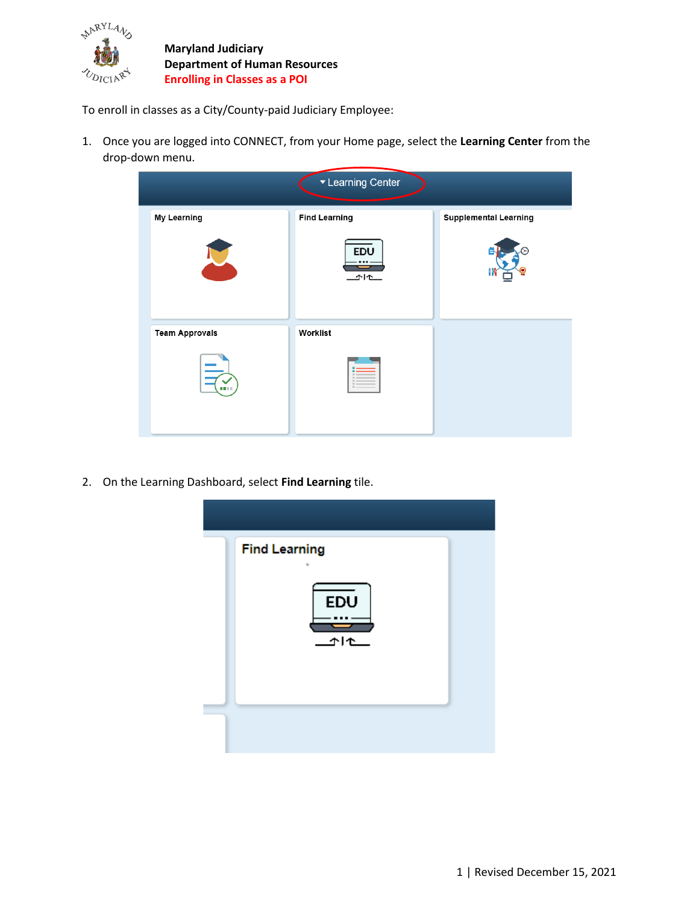**Maryland Judiciary**
**Department of Human Resources**
**Enrolling in Classes as a POI**

To enroll in classes as a City/County-paid Judiciary Employee:

1. Once you are logged into CONNECT, from your Home page, select the **Learning Center** from the drop-down menu.

2. On the Learning Dashboard, select **Find Learning** tile.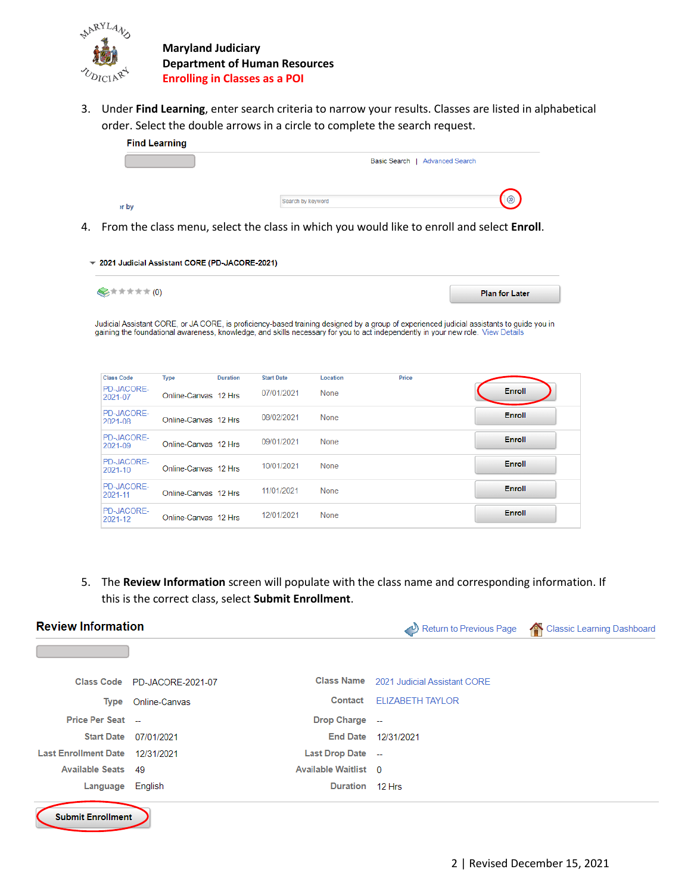3. Under **Find Learning**, enter search criteria to narrow your results. Classes are listed in alphabetical order. Select the double arrows in a circle to complete the search request.

**Find Learning**

Basic Search | Advanced Search

Search by keyword

4. From the class menu, select the class in which you would like to enroll and select **Enroll**.

**2021 Judicial Assistant CORE (PD-JACORE-2021)**

(0) Plan for Later

Judicial Assistant CORE, or JA CORE, is proficiency-based training designed by a group of experienced judicial assistants to guide you in gaining the foundational awareness, knowledge, and skills necessary for you to act independently in your new role. View Details

| Class Code | Type | Duration | Start Date | Location | Price | |
|---|---|---|---|---|---|---|
| PD-JACORE-2021-07 | Online-Canvas | 12 Hrs | 07/01/2021 | None | | Enroll |
| PD-JACORE-2021-08 | Online-Canvas | 12 Hrs | 08/02/2021 | None | | Enroll |
| PD-JACORE-2021-09 | Online-Canvas | 12 Hrs | 09/01/2021 | None | | Enroll |
| PD-JACORE-2021-10 | Online-Canvas | 12 Hrs | 10/01/2021 | None | | Enroll |
| PD-JACORE-2021-11 | Online-Canvas | 12 Hrs | 11/01/2021 | None | | Enroll |
| PD-JACORE-2021-12 | Online-Canvas | 12 Hrs | 12/01/2021 | None | | Enroll |

5. The **Review Information** screen will populate with the class name and corresponding information. If this is the correct class, select **Submit Enrollment**.

**Review Information**

Return to Previous Page | Classic Learning Dashboard

| | | | |
|---|---|---|---|
| Class Code | PD-JACORE-2021-07 | Class Name | 2021 Judicial Assistant CORE |
| Type | Online-Canvas | Contact | ELIZABETH TAYLOR |
| Price Per Seat | -- | Drop Charge | -- |
| Start Date | 07/01/2021 | End Date | 12/31/2021 |
| Last Enrollment Date | 12/31/2021 | Last Drop Date | -- |
| Available Seats | 49 | Available Waitlist | 0 |
| Language | English | Duration | 12 Hrs |

Submit Enrollment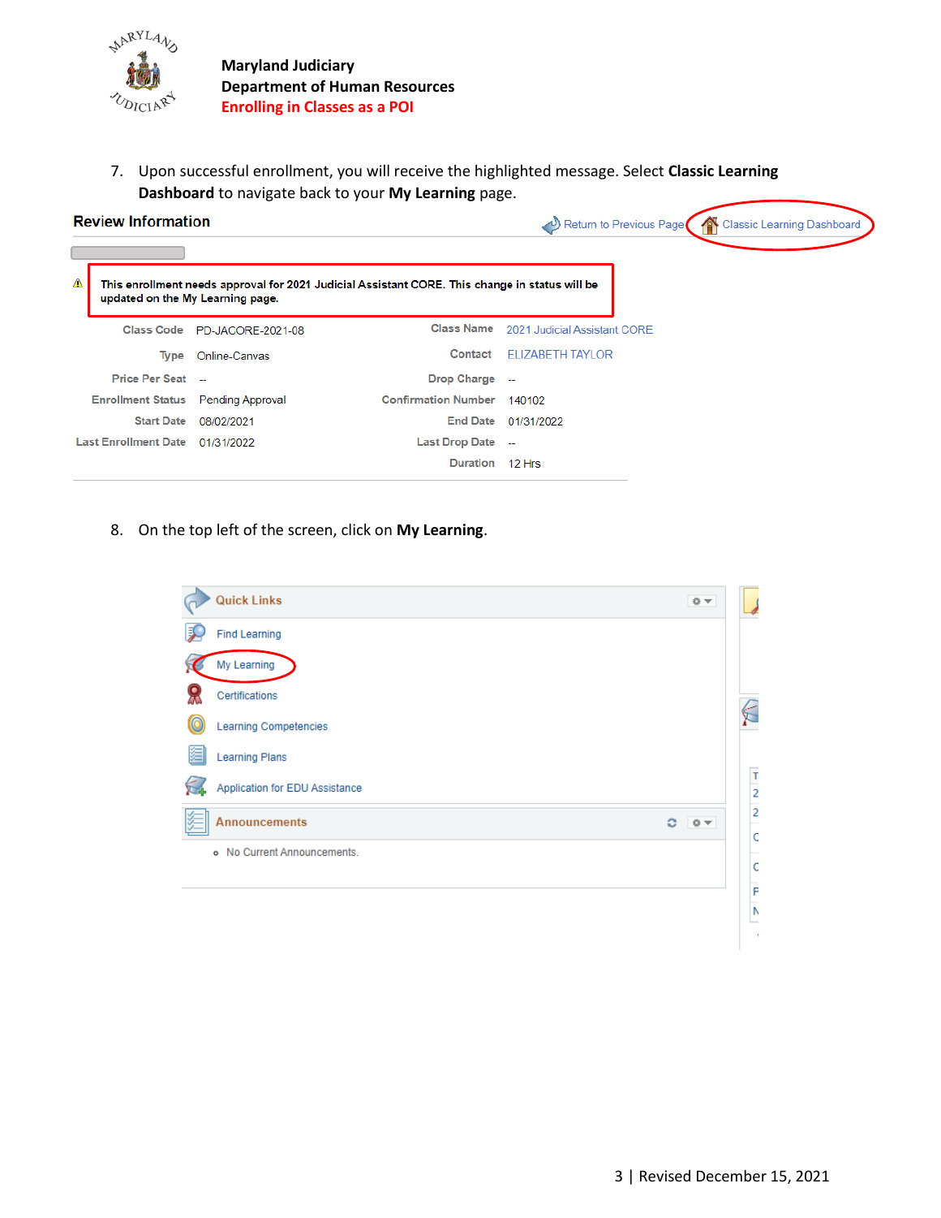**Maryland Judiciary**
**Department of Human Resources**
**Enrolling in Classes as a POI**

7. Upon successful enrollment, you will receive the highlighted message. Select **Classic Learning Dashboard** to navigate back to your **My Learning** page.

**Review Information**

Return to Previous Page | Classic Learning Dashboard

⚠ This enrollment needs approval for 2021 Judicial Assistant CORE. This change in status will be updated on the My Learning page.

| | | | |
|---|---|---|---|
| Class Code | PD-JACORE-2021-08 | Class Name | 2021 Judicial Assistant CORE |
| Type | Online-Canvas | Contact | ELIZABETH TAYLOR |
| Price Per Seat | -- | Drop Charge | -- |
| Enrollment Status | Pending Approval | Confirmation Number | 140102 |
| Start Date | 08/02/2021 | End Date | 01/31/2022 |
| Last Enrollment Date | 01/31/2022 | Last Drop Date | -- |
| | | Duration | 12 Hrs |

8. On the top left of the screen, click on **My Learning**.

**Quick Links**

- Find Learning
- My Learning
- Certifications
- Learning Competencies
- Learning Plans
- Application for EDU Assistance

**Announcements**

- No Current Announcements.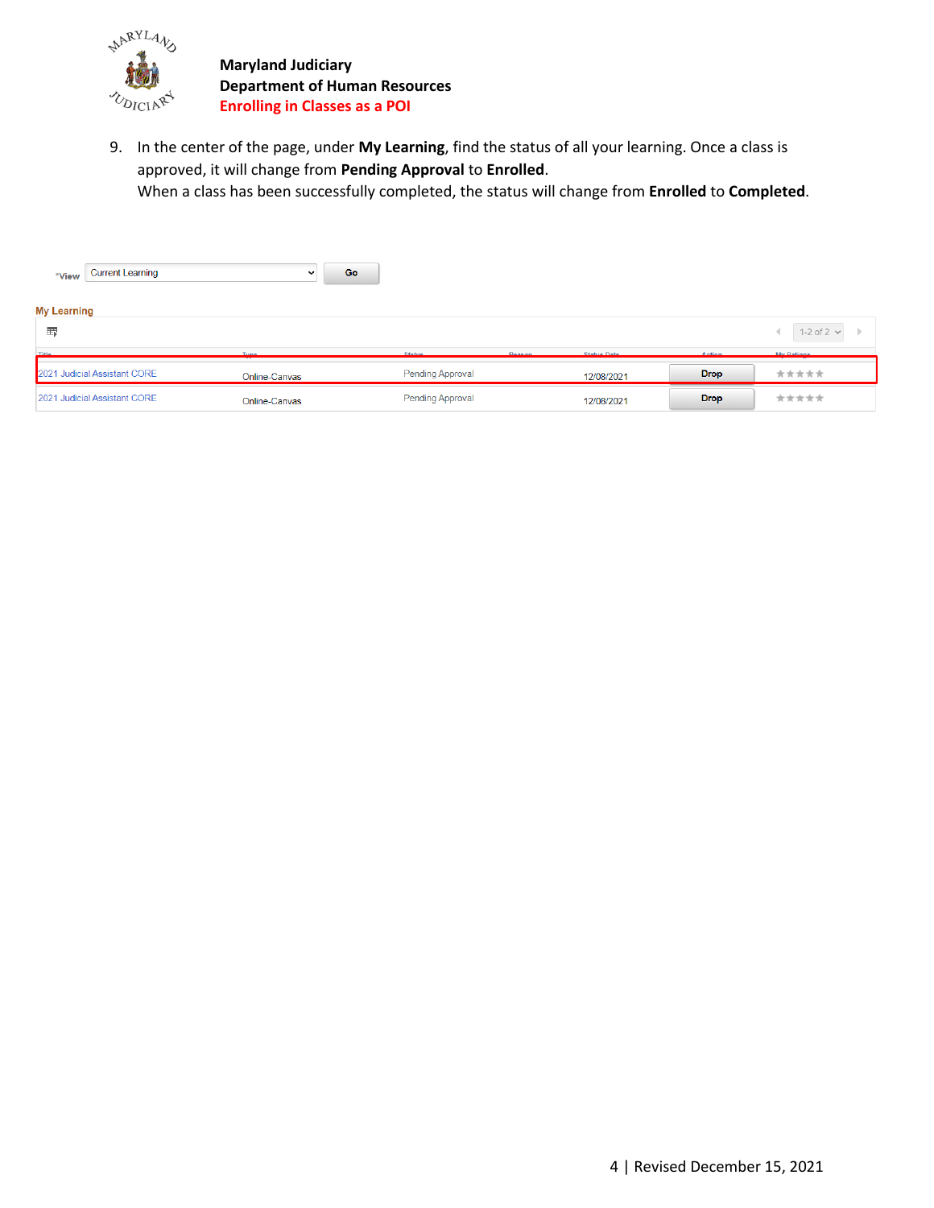9. In the center of the page, under **My Learning**, find the status of all your learning. Once a class is approved, it will change from **Pending Approval** to **Enrolled**.
   When a class has been successfully completed, the status will change from **Enrolled** to **Completed**.

*View Current Learning Go

**My Learning**

1-2 of 2

| Title | Type | Status | Reason | Status Date | Action | My Ratings |
|---|---|---|---|---|---|---|
| 2021 Judicial Assistant CORE | Online-Canvas | Pending Approval | | 12/08/2021 | Drop | ★★★★★ |
| 2021 Judicial Assistant CORE | Online-Canvas | Pending Approval | | 12/08/2021 | Drop | ★★★★★ |